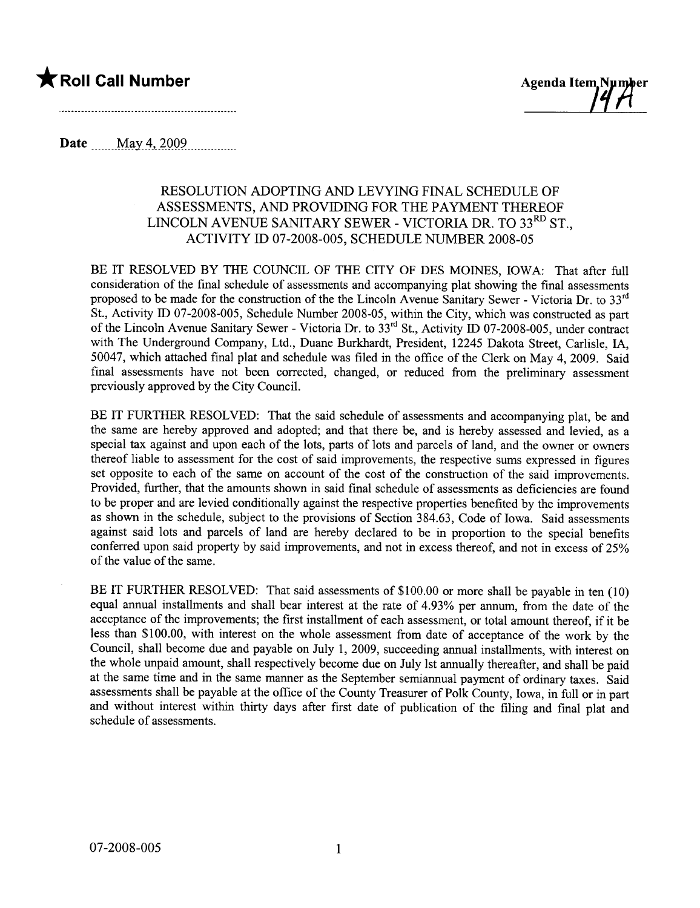★ **Roll Call Number**

........................................................

**Agenda Item Number**
**14A**

**Date** May 4, 2009

## RESOLUTION ADOPTING AND LEVYING FINAL SCHEDULE OF ASSESSMENTS, AND PROVIDING FOR THE PAYMENT THEREOF LINCOLN AVENUE SANITARY SEWER - VICTORIA DR. TO 33RD ST., ACTIVITY ID 07-2008-005, SCHEDULE NUMBER 2008-05

BE IT RESOLVED BY THE COUNCIL OF THE CITY OF DES MOINES, IOWA: That after full consideration of the final schedule of assessments and accompanying plat showing the final assessments proposed to be made for the construction of the the Lincoln Avenue Sanitary Sewer - Victoria Dr. to 33rd St., Activity ID 07-2008-005, Schedule Number 2008-05, within the City, which was constructed as part of the Lincoln Avenue Sanitary Sewer - Victoria Dr. to 33rd St., Activity ID 07-2008-005, under contract with The Underground Company, Ltd., Duane Burkhardt, President, 12245 Dakota Street, Carlisle, IA, 50047, which attached final plat and schedule was filed in the office of the Clerk on May 4, 2009. Said final assessments have not been corrected, changed, or reduced from the preliminary assessment previously approved by the City Council.

BE IT FURTHER RESOLVED: That the said schedule of assessments and accompanying plat, be and the same are hereby approved and adopted; and that there be, and is hereby assessed and levied, as a special tax against and upon each of the lots, parts of lots and parcels of land, and the owner or owners thereof liable to assessment for the cost of said improvements, the respective sums expressed in figures set opposite to each of the same on account of the cost of the construction of the said improvements. Provided, further, that the amounts shown in said final schedule of assessments as deficiencies are found to be proper and are levied conditionally against the respective properties benefited by the improvements as shown in the schedule, subject to the provisions of Section 384.63, Code of Iowa. Said assessments against said lots and parcels of land are hereby declared to be in proportion to the special benefits conferred upon said property by said improvements, and not in excess thereof, and not in excess of 25% of the value of the same.

BE IT FURTHER RESOLVED: That said assessments of $100.00 or more shall be payable in ten (10) equal annual installments and shall bear interest at the rate of 4.93% per annum, from the date of the acceptance of the improvements; the first installment of each assessment, or total amount thereof, if it be less than $100.00, with interest on the whole assessment from date of acceptance of the work by the Council, shall become due and payable on July 1, 2009, succeeding annual installments, with interest on the whole unpaid amount, shall respectively become due on July 1st annually thereafter, and shall be paid at the same time and in the same manner as the September semiannual payment of ordinary taxes. Said assessments shall be payable at the office of the County Treasurer of Polk County, Iowa, in full or in part and without interest within thirty days after first date of publication of the filing and final plat and schedule of assessments.

07-2008-005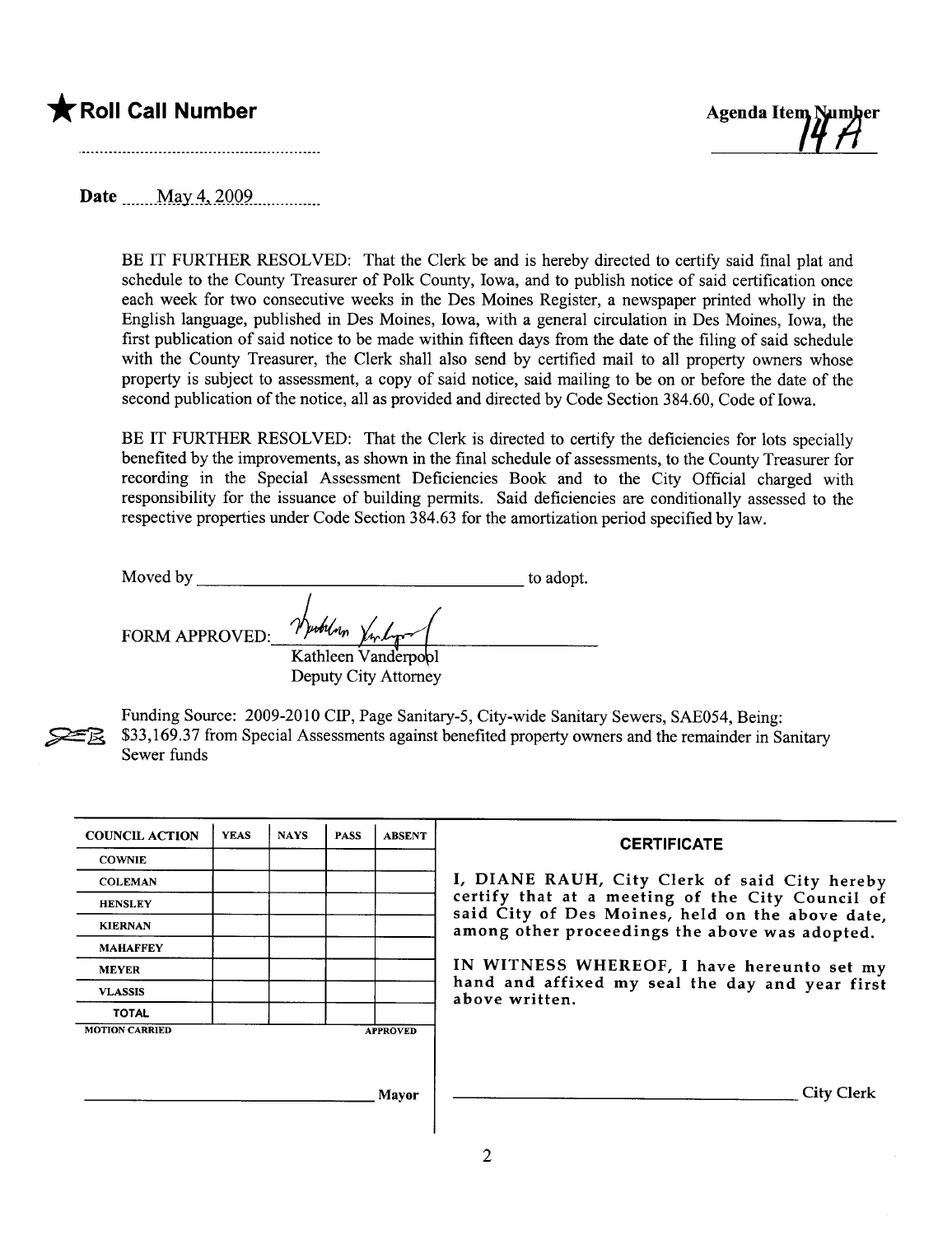★**Roll Call Number**

..........................................................

Agenda Item Number
14A

Date May 4, 2009

BE IT FURTHER RESOLVED: That the Clerk be and is hereby directed to certify said final plat and schedule to the County Treasurer of Polk County, Iowa, and to publish notice of said certification once each week for two consecutive weeks in the Des Moines Register, a newspaper printed wholly in the English language, published in Des Moines, Iowa, with a general circulation in Des Moines, Iowa, the first publication of said notice to be made within fifteen days from the date of the filing of said schedule with the County Treasurer, the Clerk shall also send by certified mail to all property owners whose property is subject to assessment, a copy of said notice, said mailing to be on or before the date of the second publication of the notice, all as provided and directed by Code Section 384.60, Code of Iowa.

BE IT FURTHER RESOLVED: That the Clerk is directed to certify the deficiencies for lots specially benefited by the improvements, as shown in the final schedule of assessments, to the County Treasurer for recording in the Special Assessment Deficiencies Book and to the City Official charged with responsibility for the issuance of building permits. Said deficiencies are conditionally assessed to the respective properties under Code Section 384.63 for the amortization period specified by law.

Moved by ______________________________ to adopt.

FORM APPROVED: ______________________________
Kathleen Vanderpool
Deputy City Attorney

Funding Source: 2009-2010 CIP, Page Sanitary-5, City-wide Sanitary Sewers, SAE054, Being: $33,169.37 from Special Assessments against benefited property owners and the remainder in Sanitary Sewer funds

| COUNCIL ACTION | YEAS | NAYS | PASS | ABSENT |
|---|---|---|---|---|
| COWNIE | | | | |
| COLEMAN | | | | |
| HENSLEY | | | | |
| KIERNAN | | | | |
| MAHAFFEY | | | | |
| MEYER | | | | |
| VLASSIS | | | | |
| TOTAL | | | | |
| MOTION CARRIED | | | | APPROVED |

______________________________ Mayor

**CERTIFICATE**

I, DIANE RAUH, City Clerk of said City hereby certify that at a meeting of the City Council of said City of Des Moines, held on the above date, among other proceedings the above was adopted.

IN WITNESS WHEREOF, I have hereunto set my hand and affixed my seal the day and year first above written.

______________________________ City Clerk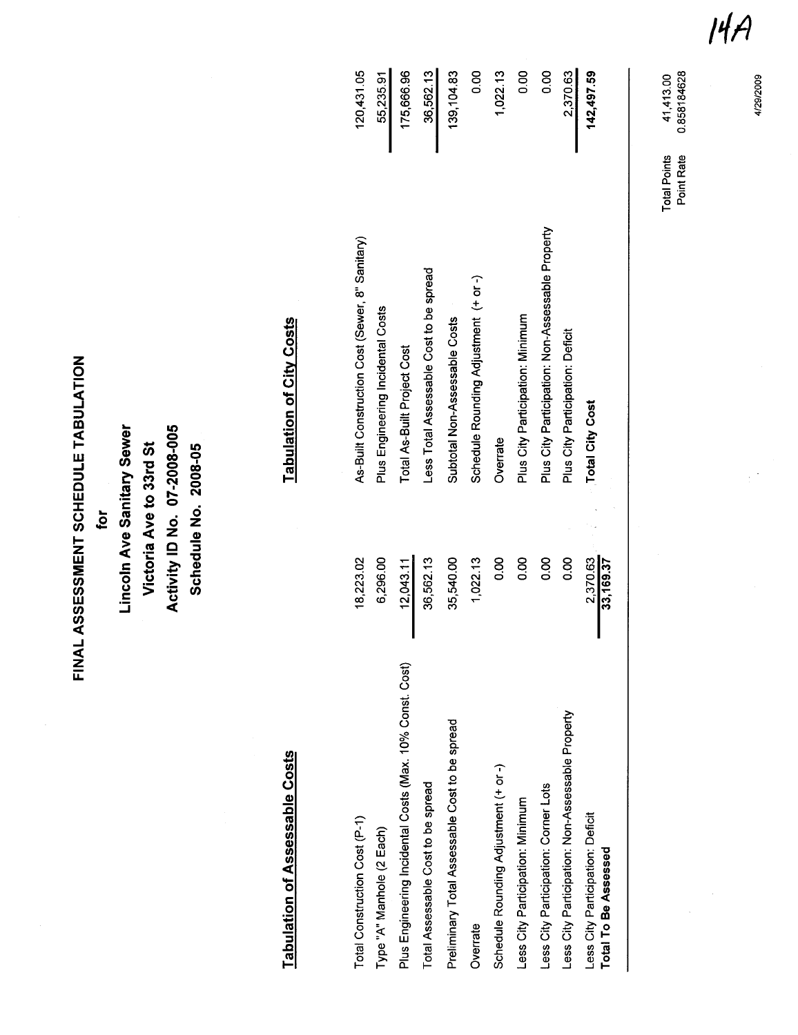# FINAL ASSESSMENT SCHEDULE TABULATION

**for**

**Lincoln Ave Sanitary Sewer**

**Victoria Ave to 33rd St**

**Activity ID No. 07-2008-005**

**Schedule No. 2008-05**

14A

## Tabulation of Assessable Costs

| Item | Amount |
|---|---|
| Total Construction Cost (P-1) | 18,223.02 |
| Type "A" Manhole (2 Each) | 6,296.00 |
| Plus Engineering Incidental Costs (Max. 10% Const. Cost) | 12,043.11 |
| Total Assessable Cost to be spread | 36,562.13 |
| Preliminary Total Assessable Cost to be spread | 35,540.00 |
| Overrate | 1,022.13 |
| Schedule Rounding Adjustment (+ or -) | 0.00 |
| Less City Participation: Minimum | 0.00 |
| Less City Participation: Corner Lots | 0.00 |
| Less City Participation: Non-Assessable Property | 0.00 |
| Less City Participation: Deficit | 2,370.63 |
| **Total To Be Assessed** | **33,169.37** |

## Tabulation of City Costs

| Item | Amount |
|---|---|
| As-Built Construction Cost (Sewer, 8" Sanitary) | 120,431.05 |
| Plus Engineering Incidental Costs | 55,235.91 |
| Total As-Built Project Cost | 175,666.96 |
| Less Total Assessable Cost to be spread | 36,562.13 |
| Subtotal Non-Assessable Costs | 139,104.83 |
| Schedule Rounding Adjustment (+ or -) | 0.00 |
| Overrate | 1,022.13 |
| Plus City Participation: Minimum | 0.00 |
| Plus City Participation: Non-Assessable Property | 0.00 |
| Plus City Participation: Deficit | 2,370.63 |
| **Total City Cost** | **142,497.59** |

| | |
|---|---|
| Total Points | 41,413.00 |
| Point Rate | 0.858184628 |

4/29/2009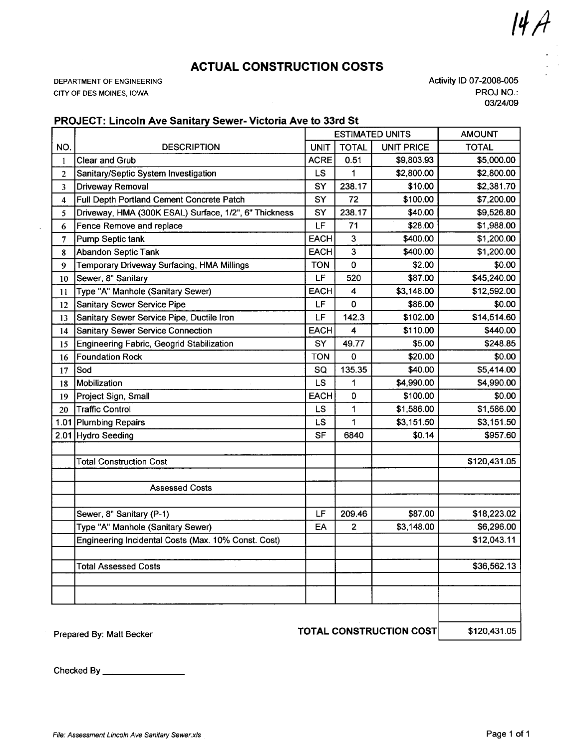14A

# ACTUAL CONSTRUCTION COSTS

DEPARTMENT OF ENGINEERING
CITY OF DES MOINES, IOWA

Activity ID 07-2008-005
PROJ NO.:
03/24/09

## PROJECT: Lincoln Ave Sanitary Sewer- Victoria Ave to 33rd St

| | | ESTIMATED UNITS | | | AMOUNT |
|---|---|---|---|---|---|
| NO. | DESCRIPTION | UNIT | TOTAL | UNIT PRICE | TOTAL |
| 1 | Clear and Grub | ACRE | 0.51 | $9,803.93 | $5,000.00 |
| 2 | Sanitary/Septic System Investigation | LS | 1 | $2,800.00 | $2,800.00 |
| 3 | Driveway Removal | SY | 238.17 | $10.00 | $2,381.70 |
| 4 | Full Depth Portland Cement Concrete Patch | SY | 72 | $100.00 | $7,200.00 |
| 5 | Driveway, HMA (300K ESAL) Surface, 1/2", 6" Thickness | SY | 238.17 | $40.00 | $9,526.80 |
| 6 | Fence Remove and replace | LF | 71 | $28.00 | $1,988.00 |
| 7 | Pump Septic tank | EACH | 3 | $400.00 | $1,200.00 |
| 8 | Abandon Septic Tank | EACH | 3 | $400.00 | $1,200.00 |
| 9 | Temporary Driveway Surfacing, HMA Millings | TON | 0 | $2.00 | $0.00 |
| 10 | Sewer, 8" Sanitary | LF | 520 | $87.00 | $45,240.00 |
| 11 | Type "A" Manhole (Sanitary Sewer) | EACH | 4 | $3,148.00 | $12,592.00 |
| 12 | Sanitary Sewer Service Pipe | LF | 0 | $86.00 | $0.00 |
| 13 | Sanitary Sewer Service Pipe, Ductile Iron | LF | 142.3 | $102.00 | $14,514.60 |
| 14 | Sanitary Sewer Service Connection | EACH | 4 | $110.00 | $440.00 |
| 15 | Engineering Fabric, Geogrid Stabilization | SY | 49.77 | $5.00 | $248.85 |
| 16 | Foundation Rock | TON | 0 | $20.00 | $0.00 |
| 17 | Sod | SQ | 135.35 | $40.00 | $5,414.00 |
| 18 | Mobilization | LS | 1 | $4,990.00 | $4,990.00 |
| 19 | Project Sign, Small | EACH | 0 | $100.00 | $0.00 |
| 20 | Traffic Control | LS | 1 | $1,586.00 | $1,586.00 |
| 1.01 | Plumbing Repairs | LS | 1 | $3,151.50 | $3,151.50 |
| 2.01 | Hydro Seeding | SF | 6840 | $0.14 | $957.60 |
| | | | | | |
| | Total Construction Cost | | | | $120,431.05 |
| | | | | | |
| | Assessed Costs | | | | |
| | | | | | |
| | Sewer, 8" Sanitary (P-1) | LF | 209.46 | $87.00 | $18,223.02 |
| | Type "A" Manhole (Sanitary Sewer) | EA | 2 | $3,148.00 | $6,296.00 |
| | Engineering Incidental Costs (Max. 10% Const. Cost) | | | | $12,043.11 |
| | | | | | |
| | Total Assessed Costs | | | | $36,562.13 |

Prepared By: Matt Becker

**TOTAL CONSTRUCTION COST** $120,431.05

Checked By \_\_\_\_\_\_\_\_\_\_\_\_\_\_\_\_

*File: Assessment Lincoln Ave Sanitary Sewer.xls*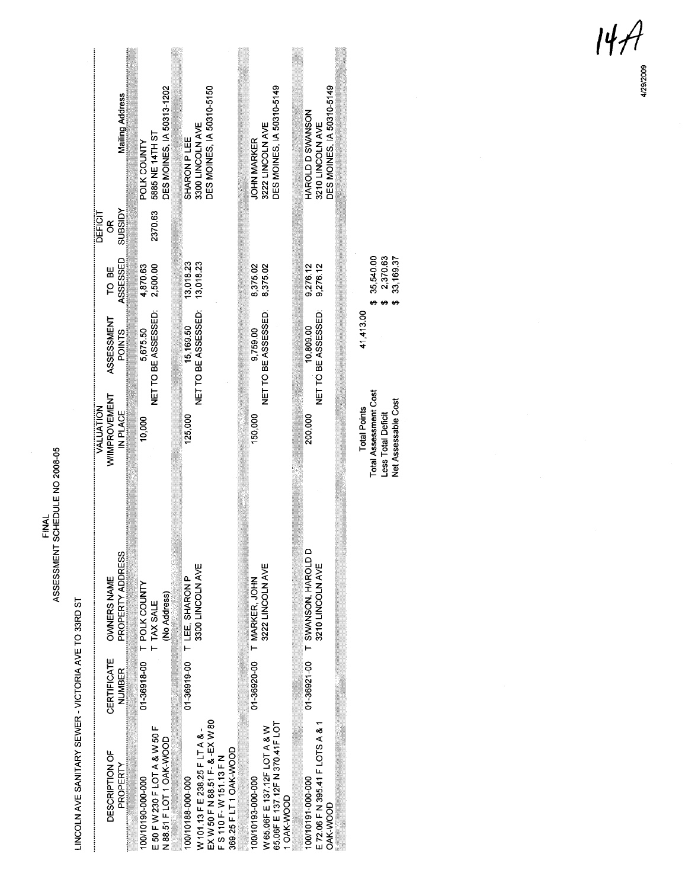14A

4/29/2009

FINAL
ASSESSMENT SCHEDULE NO 2008-05

LINCOLN AVE SANITARY SEWER - VICTORIA AVE TO 33RD ST

| DESCRIPTION OF PROPERTY | CERTIFICATE NUMBER | OWNERS NAME PROPERTY ADDRESS | VALUATION W/IMPROVEMENT IN PLACE | ASSESSMENT POINTS | TO BE ASSESSED | DEFICIT OR SUBSIDY | Mailing Address |
|---|---|---|---|---|---|---|---|
| 100/10190-000-000 E 50 F W 230 F LOT A & W 50 F N 88.51 F LOT 1 OAK-WOOD | 01-36918-00 | T POLK COUNTY T TAX SALE (No Address) | 10,000 | 5,675.50 NET TO BE ASSESSED: | 4,870.63 2,500.00 | 2370.63 | POLK COUNTY 5885 NE 14TH ST DES MOINES, IA 50313-1202 |
| 100/10188-000-000 W 101.13 F E 238.25 F LT A & -EX W 50 F N 88.51 F- & -EX W 80 F S 110 F- W 151.13 F N 369.25 F LT 1 OAK-WOOD | 01-36919-00 | T LEE, SHARON P 3300 LINCOLN AVE | 125,000 | 15,169.50 NET TO BE ASSESSED: | 13,018.23 13,018.23 | | SHARON P LEE 3300 LINCOLN AVE DES MOINES, IA 50310-5150 |
| 100/10193-000-000 W 65.06F E 137.12F LOT A & W 65.06F E 137.12F N 370.41F LOT 1 OAK-WOOD | 01-36920-00 | T MARKER, JOHN 3222 LINCOLN AVE | 150,000 | 9,759.00 NET TO BE ASSESSED: | 8,375.02 8,375.02 | | JOHN MARKER 3222 LINCOLN AVE DES MOINES, IA 50310-5149 |
| 100/10191-000-000 E 72.06 F N 395.41 F LOTS A & 1 OAK-WOOD | 01-36921-00 | T SWANSON, HAROLD D 3210 LINCOLN AVE | 200,000 | 10,809.00 NET TO BE ASSESSED: | 9,276.12 9,276.12 | | HAROLD D SWANSON 3210 LINCOLN AVE DES MOINES, IA 50310-5149 |

| | |
|---|---|
| Total Points | 41,413.00 |
| Total Assessment Cost | $ 35,540.00 |
| Less Total Deficit | $ 2,370.63 |
| Net Assessable Cost | $ 33,169.37 |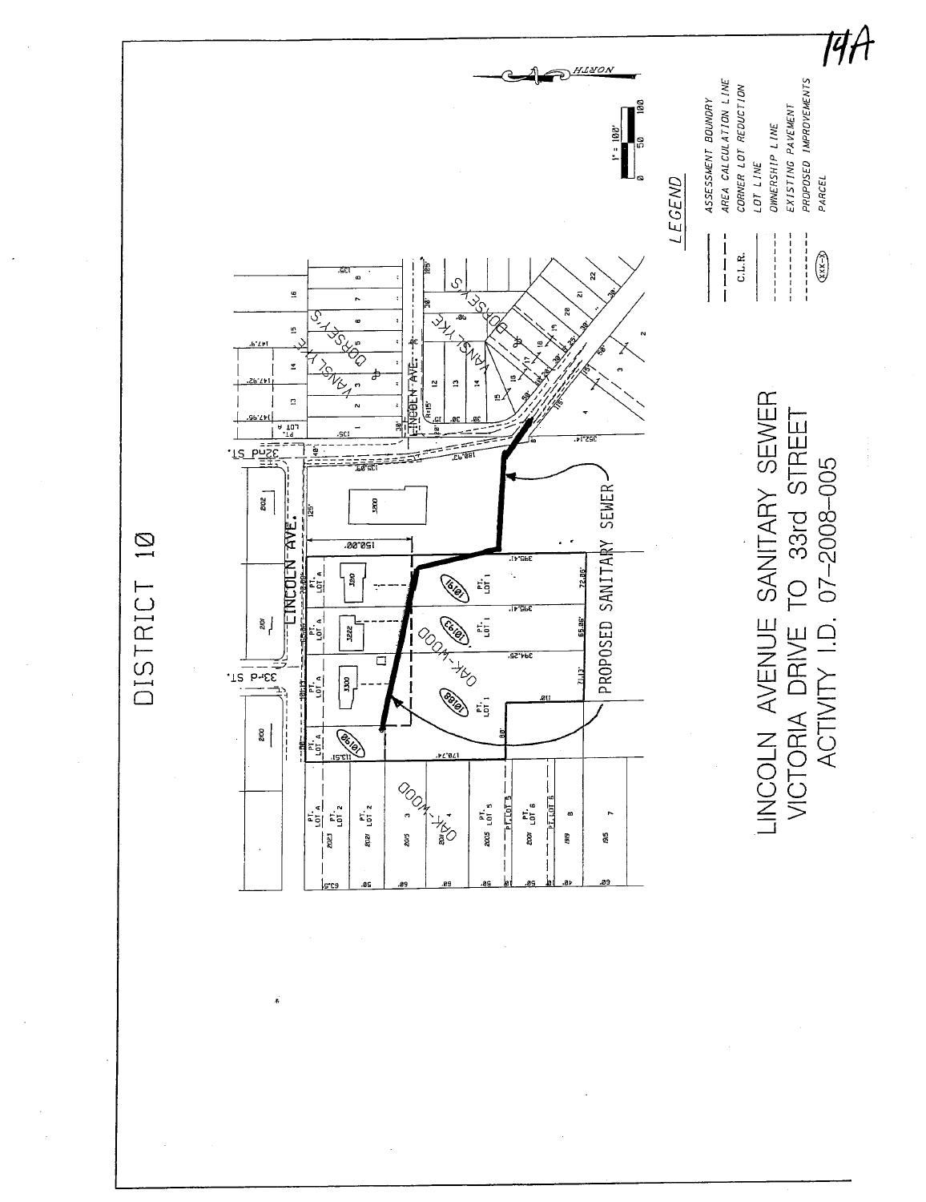14A

# DISTRICT 10

## LINCOLN AVENUE SANITARY SEWER
## VICTORIA DRIVE TO 33rd STREET
## ACTIVITY I.D. 07-2008-005

PROPOSED SANITARY SEWER

NORTH

1" = 100'

0 50 100

### LEGEND

| | |
|---|---|
| | ASSESSMENT BOUNDRY |
| | AREA CALCULATION LINE |
| C.L.R. | CORNER LOT REDUCTION |
| | LOT LINE |
| | OWNERSHIP LINE |
| | EXISTING PAVEMENT |
| | PROPOSED IMPROVEMENTS |
| (XXX) | PARCEL |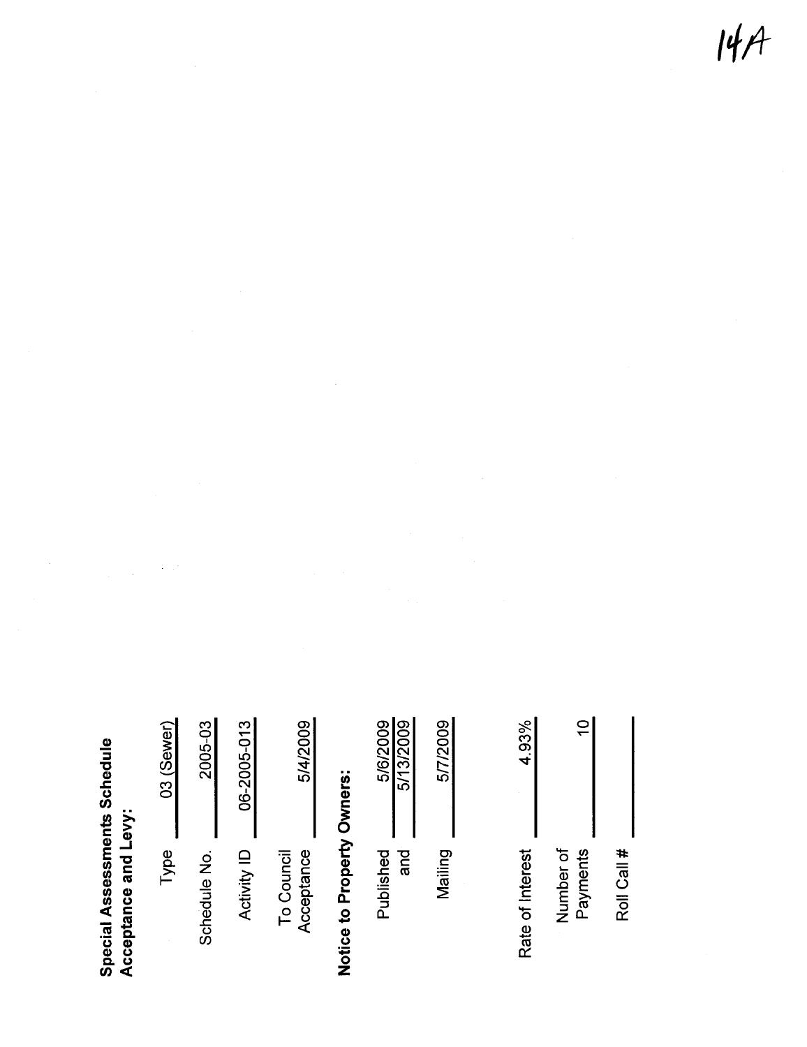14A

**Special Assessments Schedule**
**Acceptance and Levy:**

Type: 03 (Sewer)

Schedule No.: 2005-03

Activity ID: 06-2005-013

To Council Acceptance: 5/4/2009

**Notice to Property Owners:**

Published: 5/6/2009
and: 5/13/2009

Mailing: 5/7/2009

Rate of Interest: 4.93%

Number of Payments: 10

Roll Call #: ______